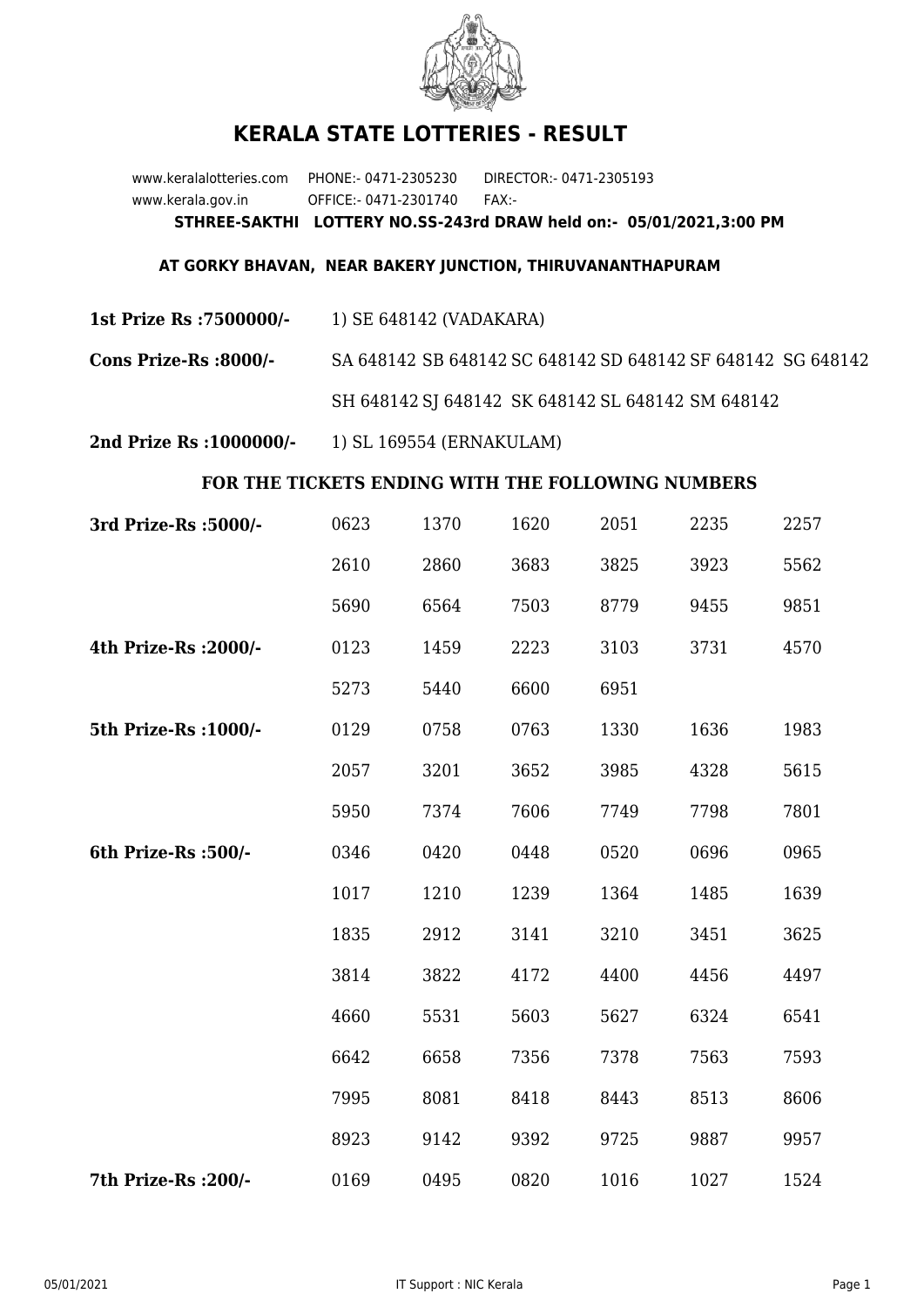# KERALA STATE LOTTERIES - RESULT

www.keralalotteries.com PHONE:- 0471-2305230 DIRECTOR:- 0471-2305193
www.kerala.gov.in OFFICE:- 0471-2301740 FAX:-

**STHREE-SAKTHI LOTTERY NO.SS-243rd DRAW held on:- 05/01/2021,3:00 PM**

**AT GORKY BHAVAN, NEAR BAKERY JUNCTION, THIRUVANANTHAPURAM**

**1st Prize Rs :7500000/-** 1) SE 648142 (VADAKARA)

**Cons Prize-Rs :8000/-** SA 648142 SB 648142 SC 648142 SD 648142 SF 648142 SG 648142 SH 648142 SJ 648142 SK 648142 SL 648142 SM 648142

**2nd Prize Rs :1000000/-** 1) SL 169554 (ERNAKULAM)

**FOR THE TICKETS ENDING WITH THE FOLLOWING NUMBERS**

| Prize | | | | | | |
|---|---|---|---|---|---|---|
| **3rd Prize-Rs :5000/-** | 0623 | 1370 | 1620 | 2051 | 2235 | 2257 |
| | 2610 | 2860 | 3683 | 3825 | 3923 | 5562 |
| | 5690 | 6564 | 7503 | 8779 | 9455 | 9851 |
| **4th Prize-Rs :2000/-** | 0123 | 1459 | 2223 | 3103 | 3731 | 4570 |
| | 5273 | 5440 | 6600 | 6951 | | |
| **5th Prize-Rs :1000/-** | 0129 | 0758 | 0763 | 1330 | 1636 | 1983 |
| | 2057 | 3201 | 3652 | 3985 | 4328 | 5615 |
| | 5950 | 7374 | 7606 | 7749 | 7798 | 7801 |
| **6th Prize-Rs :500/-** | 0346 | 0420 | 0448 | 0520 | 0696 | 0965 |
| | 1017 | 1210 | 1239 | 1364 | 1485 | 1639 |
| | 1835 | 2912 | 3141 | 3210 | 3451 | 3625 |
| | 3814 | 3822 | 4172 | 4400 | 4456 | 4497 |
| | 4660 | 5531 | 5603 | 5627 | 6324 | 6541 |
| | 6642 | 6658 | 7356 | 7378 | 7563 | 7593 |
| | 7995 | 8081 | 8418 | 8443 | 8513 | 8606 |
| | 8923 | 9142 | 9392 | 9725 | 9887 | 9957 |
| **7th Prize-Rs :200/-** | 0169 | 0495 | 0820 | 1016 | 1027 | 1524 |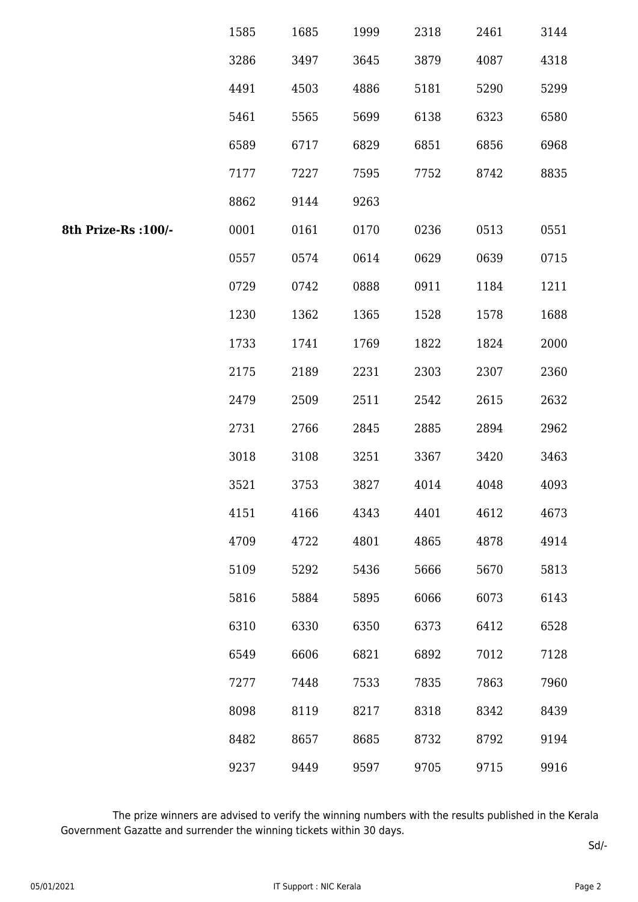| | | | | | | |
|---|---|---|---|---|---|---|
| | 1585 | 1685 | 1999 | 2318 | 2461 | 3144 |
| | 3286 | 3497 | 3645 | 3879 | 4087 | 4318 |
| | 4491 | 4503 | 4886 | 5181 | 5290 | 5299 |
| | 5461 | 5565 | 5699 | 6138 | 6323 | 6580 |
| | 6589 | 6717 | 6829 | 6851 | 6856 | 6968 |
| | 7177 | 7227 | 7595 | 7752 | 8742 | 8835 |
| | 8862 | 9144 | 9263 | | | |
| **8th Prize-Rs :100/-** | 0001 | 0161 | 0170 | 0236 | 0513 | 0551 |
| | 0557 | 0574 | 0614 | 0629 | 0639 | 0715 |
| | 0729 | 0742 | 0888 | 0911 | 1184 | 1211 |
| | 1230 | 1362 | 1365 | 1528 | 1578 | 1688 |
| | 1733 | 1741 | 1769 | 1822 | 1824 | 2000 |
| | 2175 | 2189 | 2231 | 2303 | 2307 | 2360 |
| | 2479 | 2509 | 2511 | 2542 | 2615 | 2632 |
| | 2731 | 2766 | 2845 | 2885 | 2894 | 2962 |
| | 3018 | 3108 | 3251 | 3367 | 3420 | 3463 |
| | 3521 | 3753 | 3827 | 4014 | 4048 | 4093 |
| | 4151 | 4166 | 4343 | 4401 | 4612 | 4673 |
| | 4709 | 4722 | 4801 | 4865 | 4878 | 4914 |
| | 5109 | 5292 | 5436 | 5666 | 5670 | 5813 |
| | 5816 | 5884 | 5895 | 6066 | 6073 | 6143 |
| | 6310 | 6330 | 6350 | 6373 | 6412 | 6528 |
| | 6549 | 6606 | 6821 | 6892 | 7012 | 7128 |
| | 7277 | 7448 | 7533 | 7835 | 7863 | 7960 |
| | 8098 | 8119 | 8217 | 8318 | 8342 | 8439 |
| | 8482 | 8657 | 8685 | 8732 | 8792 | 9194 |
| | 9237 | 9449 | 9597 | 9705 | 9715 | 9916 |

The prize winners are advised to verify the winning numbers with the results published in the Kerala Government Gazatte and surrender the winning tickets within 30 days.

Sd/-

05/01/2021 IT Support : NIC Kerala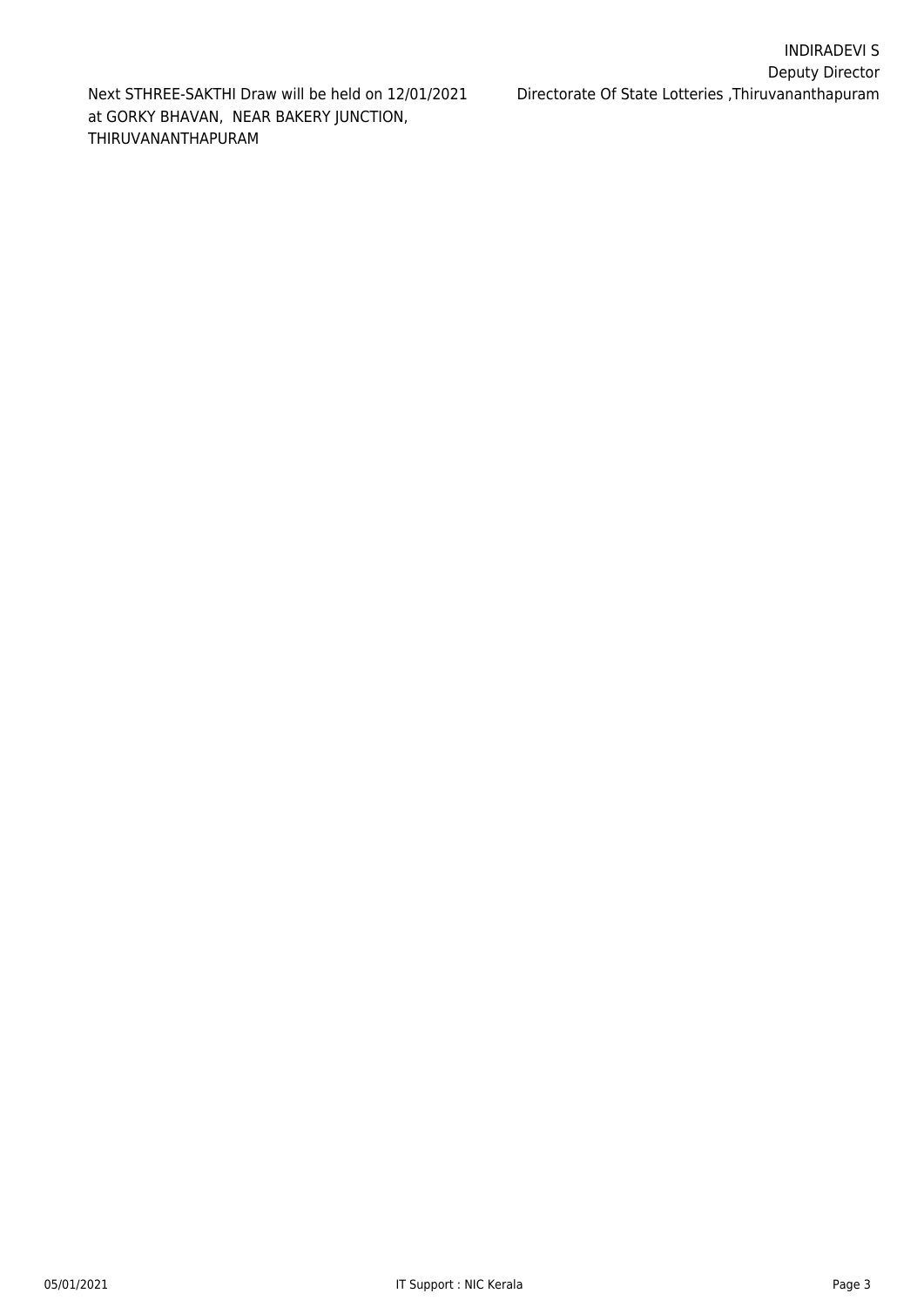INDIRADEVI S
Deputy Director
Directorate Of State Lotteries ,Thiruvananthapuram

Next STHREE-SAKTHI Draw will be held on 12/01/2021 at GORKY BHAVAN, NEAR BAKERY JUNCTION, THIRUVANANTHAPURAM